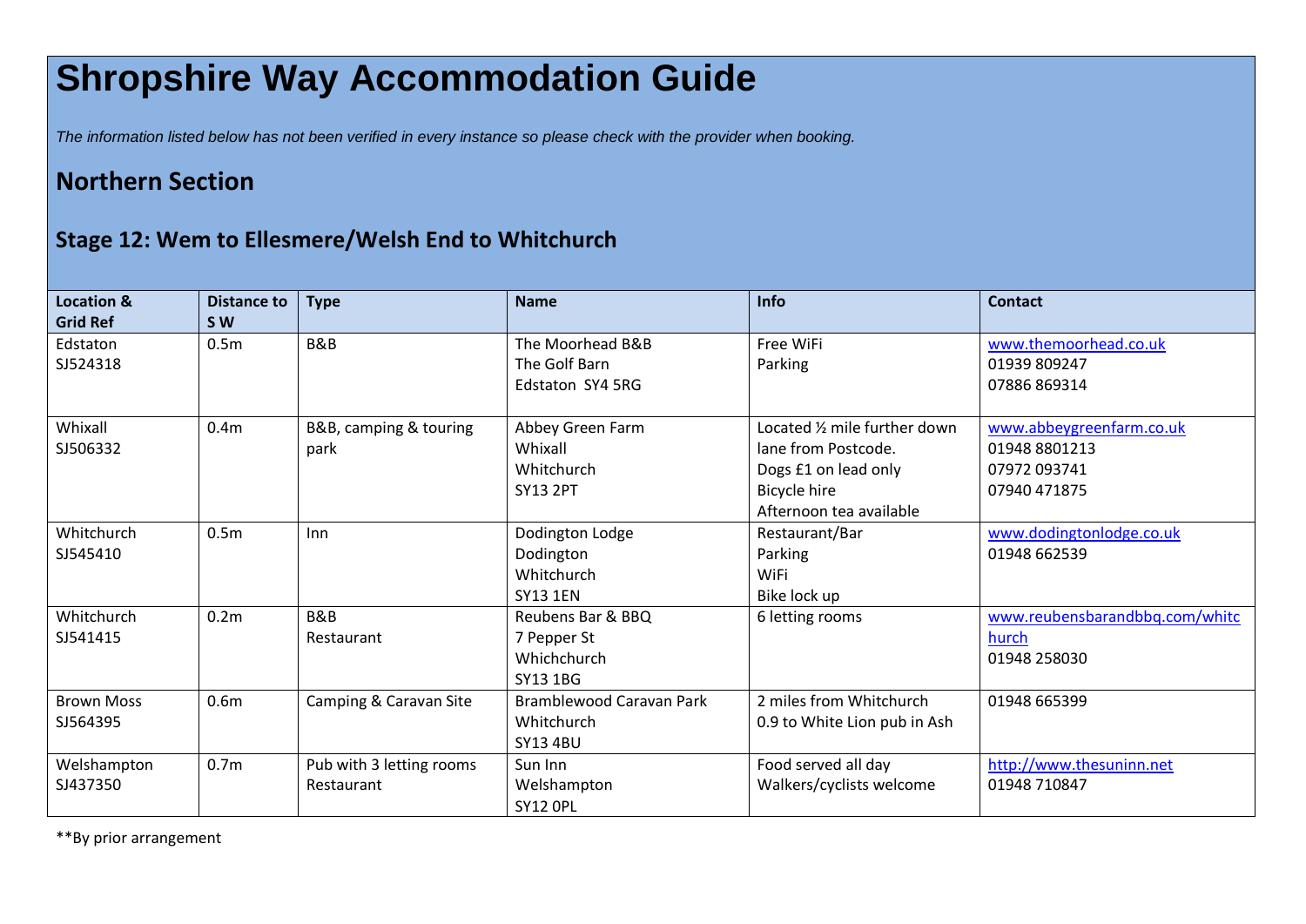# Shropshire Way Accommodation Guide

*The information listed below has not been verified in every instance so please check with the provider when booking.*

## Northern Section

### Stage 12: Wem to Ellesmere/Welsh End to Whitchurch

| Location & Grid Ref | Distance to S W | Type | Name | Info | Contact |
|---|---|---|---|---|---|
| Edstaton SJ524318 | 0.5m | B&B | The Moorhead B&B The Golf Barn Edstaton SY4 5RG | Free WiFi Parking | www.themoorhead.co.uk 01939 809247 07886 869314 |
| Whixall SJ506332 | 0.4m | B&B, camping & touring park | Abbey Green Farm Whixall Whitchurch SY13 2PT | Located ½ mile further down lane from Postcode. Dogs £1 on lead only Bicycle hire Afternoon tea available | www.abbeygreenfarm.co.uk 01948 8801213 07972 093741 07940 471875 |
| Whitchurch SJ545410 | 0.5m | Inn | Dodington Lodge Dodington Whitchurch SY13 1EN | Restaurant/Bar Parking WiFi Bike lock up | www.dodingtonlodge.co.uk 01948 662539 |
| Whitchurch SJ541415 | 0.2m | B&B Restaurant | Reubens Bar & BBQ 7 Pepper St Whichchurch SY13 1BG | 6 letting rooms | www.reubensbarandbbq.com/whitchurch 01948 258030 |
| Brown Moss SJ564395 | 0.6m | Camping & Caravan Site | Bramblewood Caravan Park Whitchurch SY13 4BU | 2 miles from Whitchurch 0.9 to White Lion pub in Ash | 01948 665399 |
| Welshampton SJ437350 | 0.7m | Pub with 3 letting rooms Restaurant | Sun Inn Welshampton SY12 0PL | Food served all day Walkers/cyclists welcome | http://www.thesuninn.net 01948 710847 |

**By prior arrangement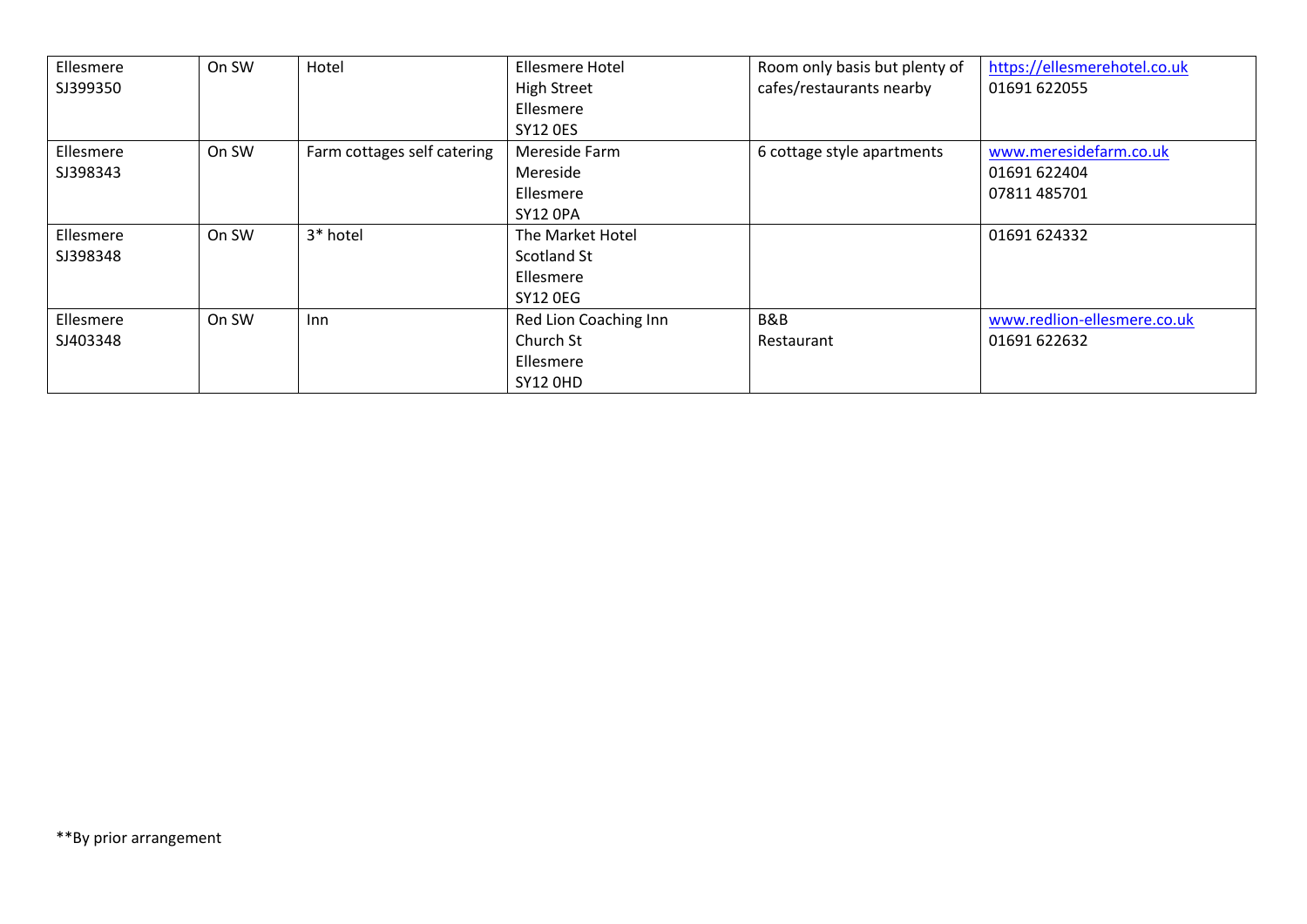| | | | | | |
|---|---|---|---|---|---|
| Ellesmere<br>SJ399350 | On SW | Hotel | Ellesmere Hotel<br>High Street<br>Ellesmere<br>SY12 0ES | Room only basis but plenty of cafes/restaurants nearby | https://ellesmerehotel.co.uk<br>01691 622055 |
| Ellesmere<br>SJ398343 | On SW | Farm cottages self catering | Mereside Farm<br>Mereside<br>Ellesmere<br>SY12 0PA | 6 cottage style apartments | www.meresidefarm.co.uk<br>01691 622404<br>07811 485701 |
| Ellesmere<br>SJ398348 | On SW | 3* hotel | The Market Hotel<br>Scotland St<br>Ellesmere<br>SY12 0EG | | 01691 624332 |
| Ellesmere<br>SJ403348 | On SW | Inn | Red Lion Coaching Inn<br>Church St<br>Ellesmere<br>SY12 0HD | B&B<br>Restaurant | www.redlion-ellesmere.co.uk<br>01691 622632 |

**By prior arrangement